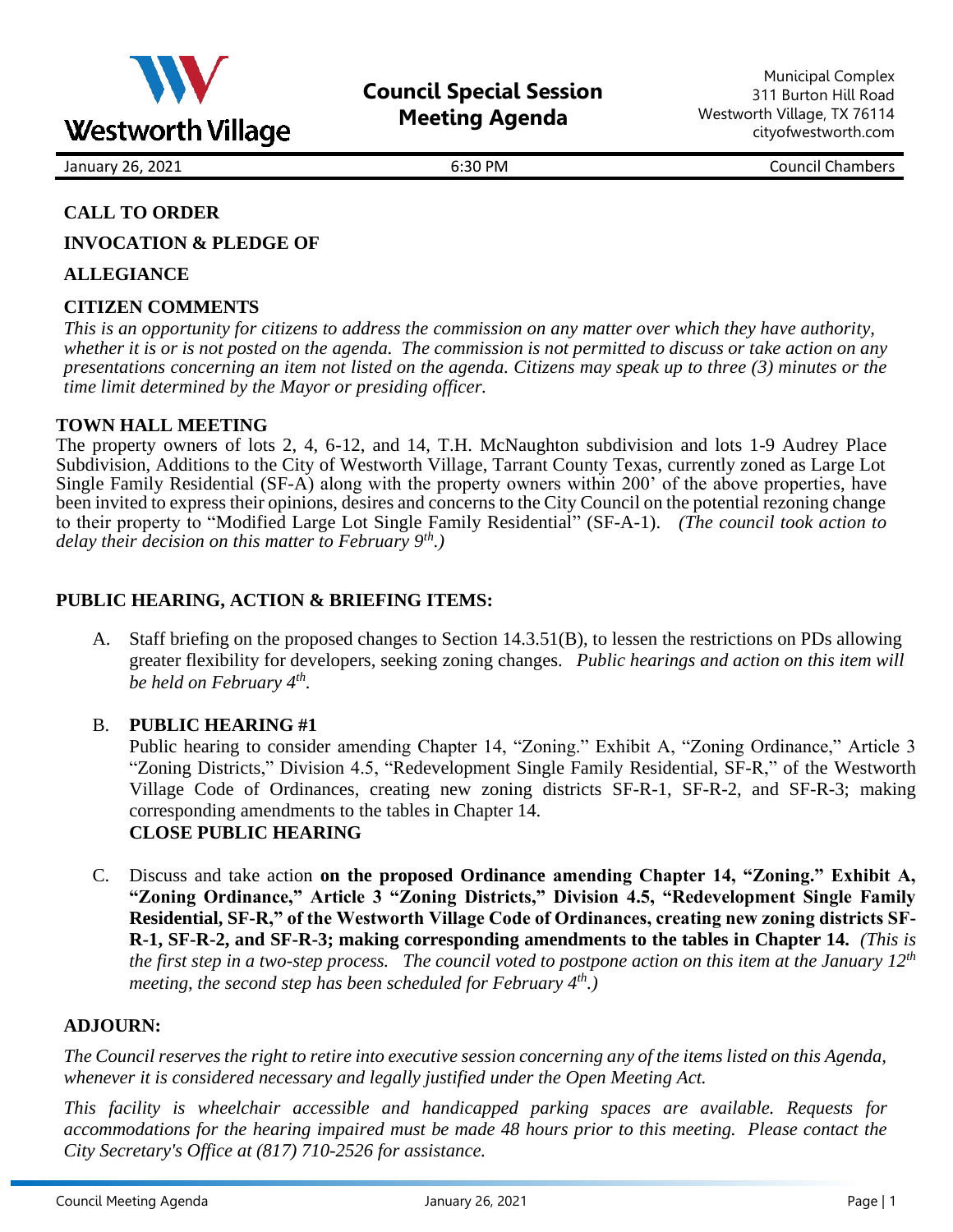Westworth Village

# Council Special Session Meeting Agenda

Municipal Complex
311 Burton Hill Road
Westworth Village, TX 76114
cityofwestworth.com

January 26, 2021 | 6:30 PM | Council Chambers

**CALL TO ORDER**

**INVOCATION & PLEDGE OF ALLEGIANCE**

**CITIZEN COMMENTS**

*This is an opportunity for citizens to address the commission on any matter over which they have authority, whether it is or is not posted on the agenda. The commission is not permitted to discuss or take action on any presentations concerning an item not listed on the agenda. Citizens may speak up to three (3) minutes or the time limit determined by the Mayor or presiding officer.*

**TOWN HALL MEETING**

The property owners of lots 2, 4, 6-12, and 14, T.H. McNaughton subdivision and lots 1-9 Audrey Place Subdivision, Additions to the City of Westworth Village, Tarrant County Texas, currently zoned as Large Lot Single Family Residential (SF-A) along with the property owners within 200' of the above properties, have been invited to express their opinions, desires and concerns to the City Council on the potential rezoning change to their property to "Modified Large Lot Single Family Residential" (SF-A-1). *(The council took action to delay their decision on this matter to February 9th.)*

**PUBLIC HEARING, ACTION & BRIEFING ITEMS:**

A. Staff briefing on the proposed changes to Section 14.3.51(B), to lessen the restrictions on PDs allowing greater flexibility for developers, seeking zoning changes. *Public hearings and action on this item will be held on February 4th.*

B. **PUBLIC HEARING #1**
Public hearing to consider amending Chapter 14, "Zoning." Exhibit A, "Zoning Ordinance," Article 3 "Zoning Districts," Division 4.5, "Redevelopment Single Family Residential, SF-R," of the Westworth Village Code of Ordinances, creating new zoning districts SF-R-1, SF-R-2, and SF-R-3; making corresponding amendments to the tables in Chapter 14.
**CLOSE PUBLIC HEARING**

C. Discuss and take action **on the proposed Ordinance amending Chapter 14, "Zoning." Exhibit A, "Zoning Ordinance," Article 3 "Zoning Districts," Division 4.5, "Redevelopment Single Family Residential, SF-R," of the Westworth Village Code of Ordinances, creating new zoning districts SF-R-1, SF-R-2, and SF-R-3; making corresponding amendments to the tables in Chapter 14.** *(This is the first step in a two-step process. The council voted to postpone action on this item at the January 12th meeting, the second step has been scheduled for February 4th.)*

**ADJOURN:**

*The Council reserves the right to retire into executive session concerning any of the items listed on this Agenda, whenever it is considered necessary and legally justified under the Open Meeting Act.*

*This facility is wheelchair accessible and handicapped parking spaces are available. Requests for accommodations for the hearing impaired must be made 48 hours prior to this meeting. Please contact the City Secretary's Office at (817) 710-2526 for assistance.*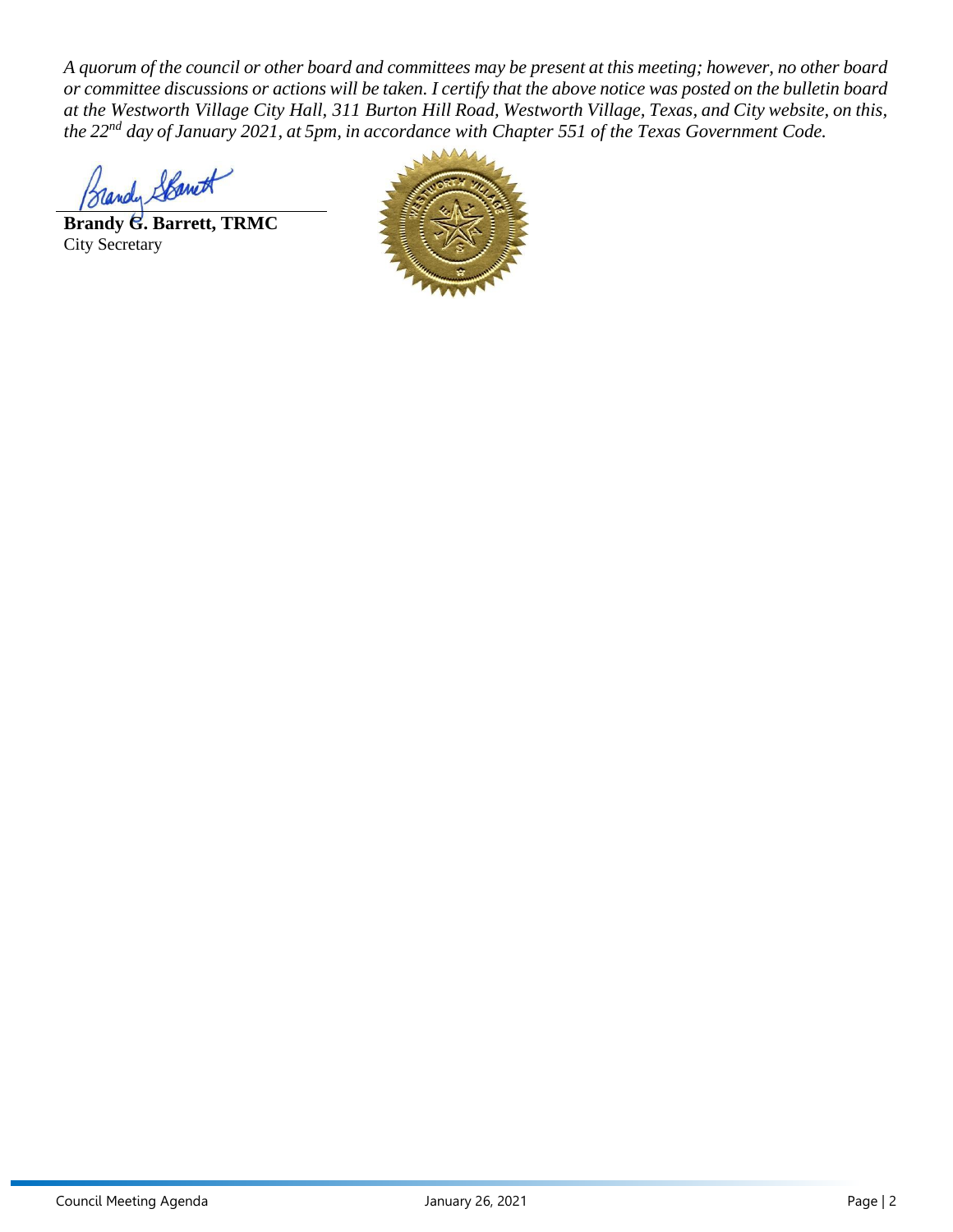*A quorum of the council or other board and committees may be present at this meeting; however, no other board or committee discussions or actions will be taken. I certify that the above notice was posted on the bulletin board at the Westworth Village City Hall, 311 Burton Hill Road, Westworth Village, Texas, and City website, on this, the 22nd day of January 2021, at 5pm, in accordance with Chapter 551 of the Texas Government Code.*

**Brandy G. Barrett, TRMC**
City Secretary